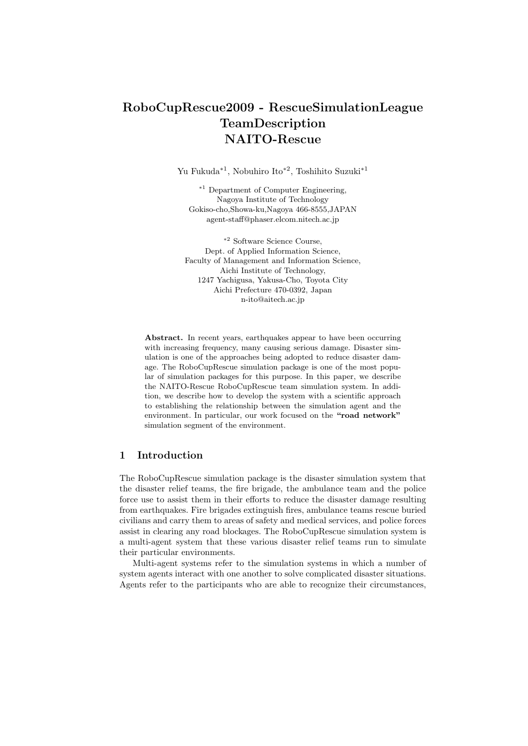# RoboCupRescue2009 - RescueSimulationLeague TeamDescription NAITO-Rescue

Yu Fukuda[*1], Nobuhiro Ito[*2], Toshihito Suzuki[*1]

[*1] Department of Computer Engineering,
Nagoya Institute of Technology
Gokiso-cho,Showa-ku,Nagoya 466-8555,JAPAN
agent-staff@phaser.elcom.nitech.ac.jp

[*2] Software Science Course,
Dept. of Applied Information Science,
Faculty of Management and Information Science,
Aichi Institute of Technology,
1247 Yachigusa, Yakusa-Cho, Toyota City
Aichi Prefecture 470-0392, Japan
n-ito@aitech.ac.jp

**Abstract.** In recent years, earthquakes appear to have been occurring with increasing frequency, many causing serious damage. Disaster simulation is one of the approaches being adopted to reduce disaster damage. The RoboCupRescue simulation package is one of the most popular of simulation packages for this purpose. In this paper, we describe the NAITO-Rescue RoboCupRescue team simulation system. In addition, we describe how to develop the system with a scientific approach to establishing the relationship between the simulation agent and the environment. In particular, our work focused on the **"road network"** simulation segment of the environment.

## 1 Introduction

The RoboCupRescue simulation package is the disaster simulation system that the disaster relief teams, the fire brigade, the ambulance team and the police force use to assist them in their efforts to reduce the disaster damage resulting from earthquakes. Fire brigades extinguish fires, ambulance teams rescue buried civilians and carry them to areas of safety and medical services, and police forces assist in clearing any road blockages. The RoboCupRescue simulation system is a multi-agent system that these various disaster relief teams run to simulate their particular environments.

Multi-agent systems refer to the simulation systems in which a number of system agents interact with one another to solve complicated disaster situations. Agents refer to the participants who are able to recognize their circumstances,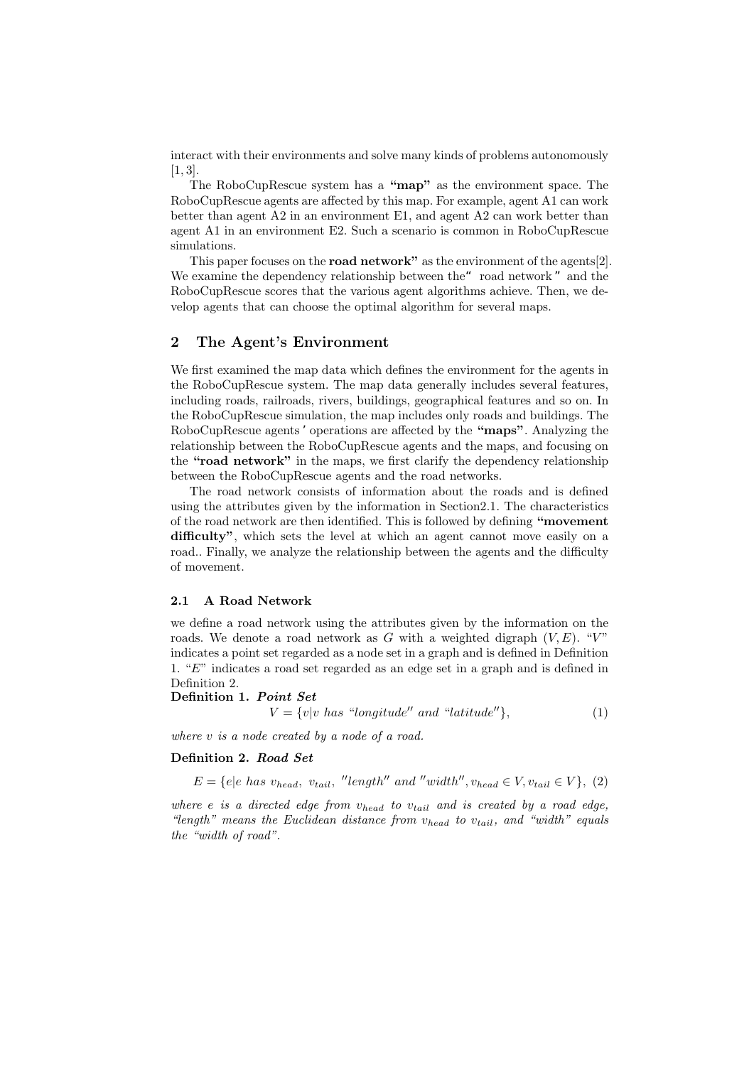interact with their environments and solve many kinds of problems autonomously [1, 3].

The RoboCupRescue system has a **"map"** as the environment space. The RoboCupRescue agents are affected by this map. For example, agent A1 can work better than agent A2 in an environment E1, and agent A2 can work better than agent A1 in an environment E2. Such a scenario is common in RoboCupRescue simulations.

This paper focuses on the **road network"** as the environment of the agents[2]. We examine the dependency relationship between the" road network " and the RoboCupRescue scores that the various agent algorithms achieve. Then, we develop agents that can choose the optimal algorithm for several maps.

## 2 The Agent's Environment

We first examined the map data which defines the environment for the agents in the RoboCupRescue system. The map data generally includes several features, including roads, railroads, rivers, buildings, geographical features and so on. In the RoboCupRescue simulation, the map includes only roads and buildings. The RoboCupRescue agents ' operations are affected by the **"maps"**. Analyzing the relationship between the RoboCupRescue agents and the maps, and focusing on the **"road network"** in the maps, we first clarify the dependency relationship between the RoboCupRescue agents and the road networks.

The road network consists of information about the roads and is defined using the attributes given by the information in Section2.1. The characteristics of the road network are then identified. This is followed by defining **"movement difficulty"**, which sets the level at which an agent cannot move easily on a road.. Finally, we analyze the relationship between the agents and the difficulty of movement.

### 2.1 A Road Network

we define a road network using the attributes given by the information on the roads. We denote a road network as $G$ with a weighted digraph $(V, E)$. "$V$" indicates a point set regarded as a node set in a graph and is defined in Definition 1. "$E$" indicates a road set regarded as an edge set in a graph and is defined in Definition 2.

**Definition 1.** ***Point Set***

$$V = \{v | v \text{ has "}longitude\text{" and "}latitude\text{"}\}, \tag{1}$$

*where $v$ is a node created by a node of a road.*

**Definition 2.** ***Road Set***

$$E = \{e | e \text{ has } v_{head},\ v_{tail},\ \text{"}length\text{" and "}width\text{"}, v_{head} \in V, v_{tail} \in V\}, \tag{2}$$

*where $e$ is a directed edge from $v_{head}$ to $v_{tail}$ and is created by a road edge, "length" means the Euclidean distance from $v_{head}$ to $v_{tail}$, and "width" equals the "width of road".*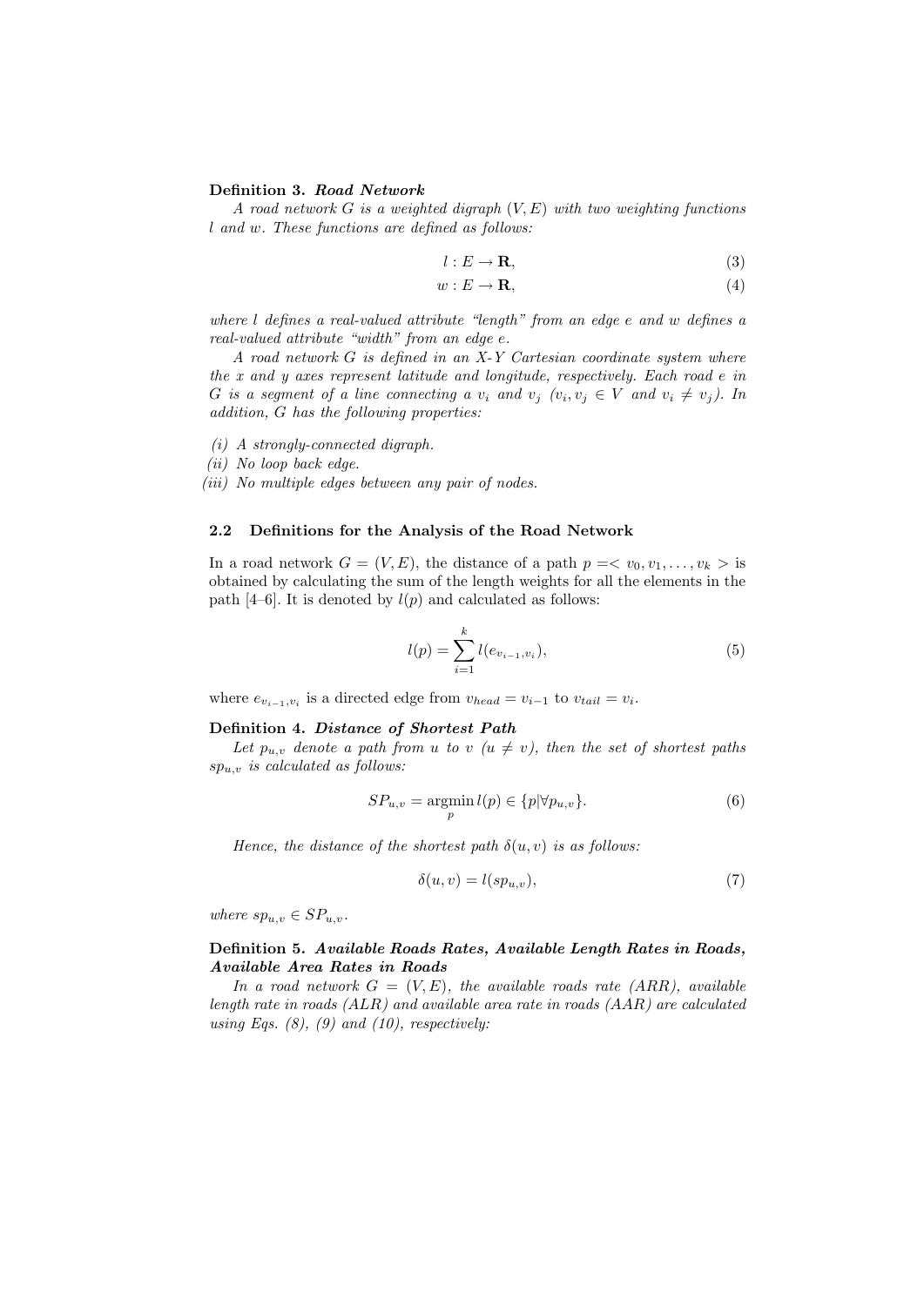**Definition 3.** ***Road Network***

*A road network $G$ is a weighted digraph $(V, E)$ with two weighting functions $l$ and $w$. These functions are defined as follows:*

$$l : E \rightarrow \mathbf{R}, \tag{3}$$

$$w : E \rightarrow \mathbf{R}, \tag{4}$$

*where $l$ defines a real-valued attribute "length" from an edge $e$ and $w$ defines a real-valued attribute "width" from an edge $e$.*

*A road network $G$ is defined in an X-Y Cartesian coordinate system where the $x$ and $y$ axes represent latitude and longitude, respectively. Each road $e$ in $G$ is a segment of a line connecting a $v_i$ and $v_j$ ($v_i, v_j \in V$ and $v_i \neq v_j$). In addition, $G$ has the following properties:*

*(i) A strongly-connected digraph.*
*(ii) No loop back edge.*
*(iii) No multiple edges between any pair of nodes.*

### 2.2 Definitions for the Analysis of the Road Network

In a road network $G = (V, E)$, the distance of a path $p = < v_0, v_1, \ldots, v_k >$ is obtained by calculating the sum of the length weights for all the elements in the path [4–6]. It is denoted by $l(p)$ and calculated as follows:

$$l(p) = \sum_{i=1}^{k} l(e_{v_{i-1}, v_i}), \tag{5}$$

where $e_{v_{i-1}, v_i}$ is a directed edge from $v_{head} = v_{i-1}$ to $v_{tail} = v_i$.

**Definition 4.** ***Distance of Shortest Path***

*Let $p_{u,v}$ denote a path from $u$ to $v$ ($u \neq v$), then the set of shortest paths $sp_{u,v}$ is calculated as follows:*

$$SP_{u,v} = \operatorname*{argmin}_{p} l(p) \in \{p | \forall p_{u,v}\}. \tag{6}$$

*Hence, the distance of the shortest path $\delta(u, v)$ is as follows:*

$$\delta(u, v) = l(sp_{u,v}), \tag{7}$$

*where $sp_{u,v} \in SP_{u,v}$.*

**Definition 5.** ***Available Roads Rates, Available Length Rates in Roads, Available Area Rates in Roads***

*In a road network $G = (V, E)$, the available roads rate (ARR), available length rate in roads (ALR) and available area rate in roads (AAR) are calculated using Eqs. (8), (9) and (10), respectively:*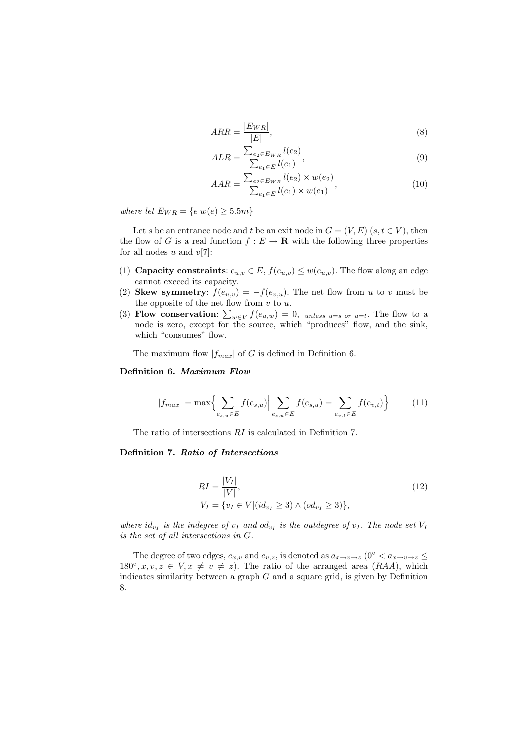$$ARR = \frac{|E_{WR}|}{|E|}, \tag{8}$$

$$ALR = \frac{\sum_{e_2 \in E_{WR}} l(e_2)}{\sum_{e_1 \in E} l(e_1)}, \tag{9}$$

$$AAR = \frac{\sum_{e_2 \in E_{WR}} l(e_2) \times w(e_2)}{\sum_{e_1 \in E} l(e_1) \times w(e_1)}, \tag{10}$$

*where let* $E_{WR} = \{e | w(e) \geq 5.5m\}$

Let $s$ be an entrance node and $t$ be an exit node in $G = (V, E)$ $(s, t \in V)$, then the flow of $G$ is a real function $f : E \to \mathbf{R}$ with the following three properties for all nodes $u$ and $v$[7]:

(1) **Capacity constraints**: $e_{u,v} \in E$, $f(e_{u,v}) \leq w(e_{u,v})$. The flow along an edge cannot exceed its capacity.
(2) **Skew symmetry**: $f(e_{u,v}) = -f(e_{v,u})$. The net flow from $u$ to $v$ must be the opposite of the net flow from $v$ to $u$.
(3) **Flow conservation**: $\sum_{w \in V} f(e_{u,w}) = 0$, $_{unless\ u=s\ or\ u=t}$. The flow to a node is zero, except for the source, which "produces" flow, and the sink, which "consumes" flow.

The maximum flow $|f_{max}|$ of $G$ is defined in Definition 6.

**Definition 6.** ***Maximum Flow***

$$|f_{max}| = \max\Big\{ \sum_{e_{s,u} \in E} f(e_{s,u}) \Big| \sum_{e_{s,u} \in E} f(e_{s,u}) = \sum_{e_{v,t} \in E} f(e_{v,t}) \Big\} \tag{11}$$

The ratio of intersections $RI$ is calculated in Definition 7.

**Definition 7.** ***Ratio of Intersections***

$$RI = \frac{|V_I|}{|V|}, \tag{12}$$
$$V_I = \{v_I \in V | (id_{v_I} \geq 3) \wedge (od_{v_I} \geq 3)\},$$

*where* $id_{v_I}$ *is the indegree of* $v_I$ *and* $od_{v_I}$ *is the outdegree of* $v_I$*. The node set* $V_I$ *is the set of all intersections in* $G$*.*

The degree of two edges, $e_{x,v}$ and $e_{v,z}$, is denoted as $a_{x \to v \to z}$ ($0° < a_{x \to v \to z} \leq 180°, x, v, z \in V, x \neq v \neq z$). The ratio of the arranged area ($RAA$), which indicates similarity between a graph $G$ and a square grid, is given by Definition 8.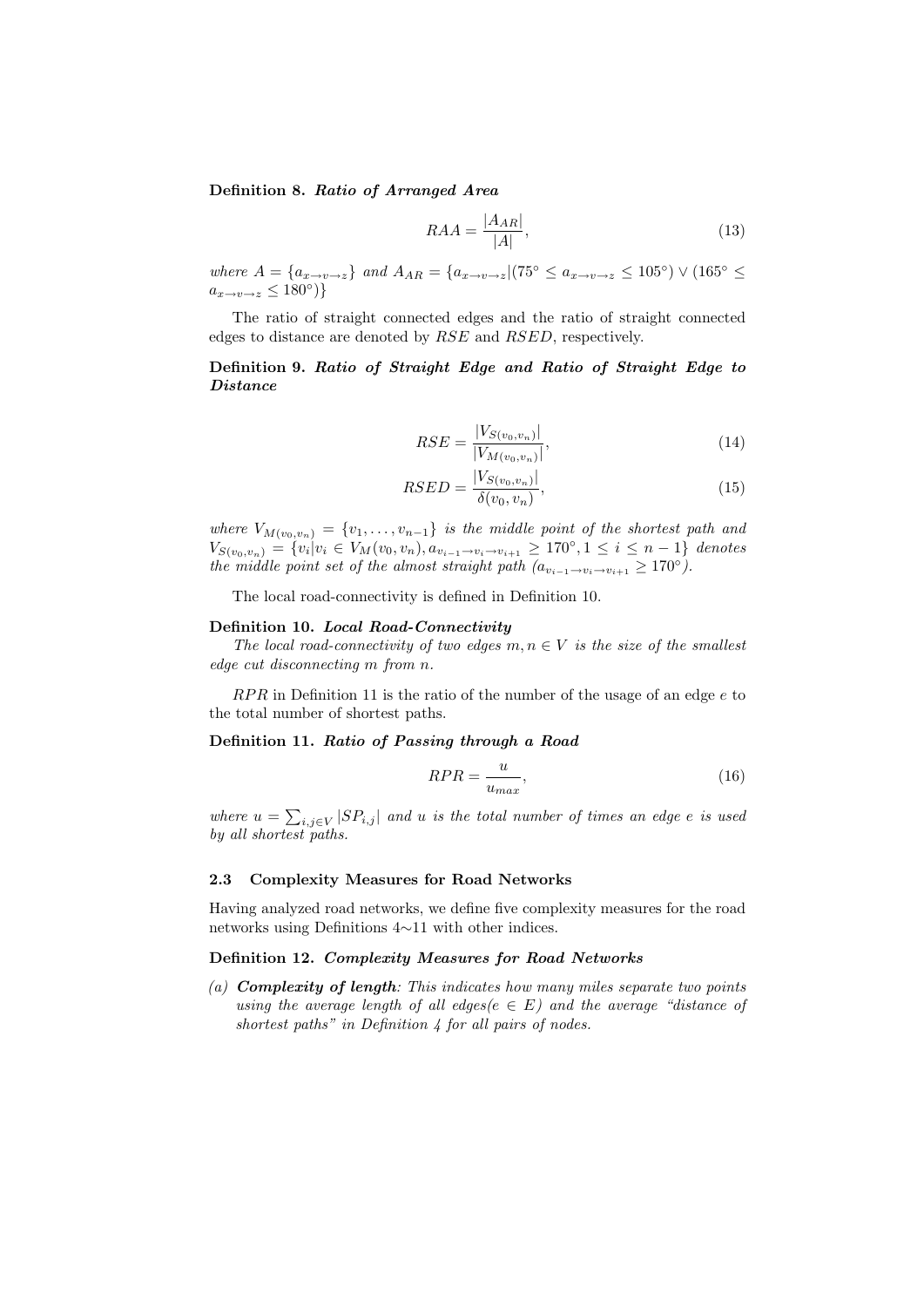**Definition 8.** ***Ratio of Arranged Area***

$$RAA = \frac{|A_{AR}|}{|A|}, \tag{13}$$

*where* $A = \{a_{x \to v \to z}\}$ *and* $A_{AR} = \{a_{x \to v \to z} | (75^\circ \leq a_{x \to v \to z} \leq 105^\circ) \vee (165^\circ \leq a_{x \to v \to z} \leq 180^\circ)\}$

The ratio of straight connected edges and the ratio of straight connected edges to distance are denoted by $RSE$ and $RSED$, respectively.

**Definition 9.** ***Ratio of Straight Edge and Ratio of Straight Edge to Distance***

$$RSE = \frac{|V_{S(v_0,v_n)}|}{|V_{M(v_0,v_n)}|}, \tag{14}$$

$$RSED = \frac{|V_{S(v_0,v_n)}|}{\delta(v_0, v_n)}, \tag{15}$$

*where* $V_{M(v_0,v_n)} = \{v_1, \ldots, v_{n-1}\}$ *is the middle point of the shortest path and* $V_{S(v_0,v_n)} = \{v_i | v_i \in V_M(v_0, v_n), a_{v_{i-1} \to v_i \to v_{i+1}} \geq 170^\circ, 1 \leq i \leq n-1\}$ *denotes the middle point set of the almost straight path* ($a_{v_{i-1} \to v_i \to v_{i+1}} \geq 170^\circ$).

The local road-connectivity is defined in Definition 10.

**Definition 10.** ***Local Road-Connectivity***

*The local road-connectivity of two edges* $m, n \in V$ *is the size of the smallest edge cut disconnecting* $m$ *from* $n$.

$RPR$ in Definition 11 is the ratio of the number of the usage of an edge $e$ to the total number of shortest paths.

**Definition 11.** ***Ratio of Passing through a Road***

$$RPR = \frac{u}{u_{max}}, \tag{16}$$

*where* $u = \sum_{i,j \in V} |SP_{i,j}|$ *and* $u$ *is the total number of times an edge* $e$ *is used by all shortest paths.*

### 2.3 Complexity Measures for Road Networks

Having analyzed road networks, we define five complexity measures for the road networks using Definitions 4∼11 with other indices.

**Definition 12.** ***Complexity Measures for Road Networks***

*(a)* ***Complexity of length****: This indicates how many miles separate two points using the average length of all edges(*$e \in E$*) and the average "distance of shortest paths" in Definition 4 for all pairs of nodes.*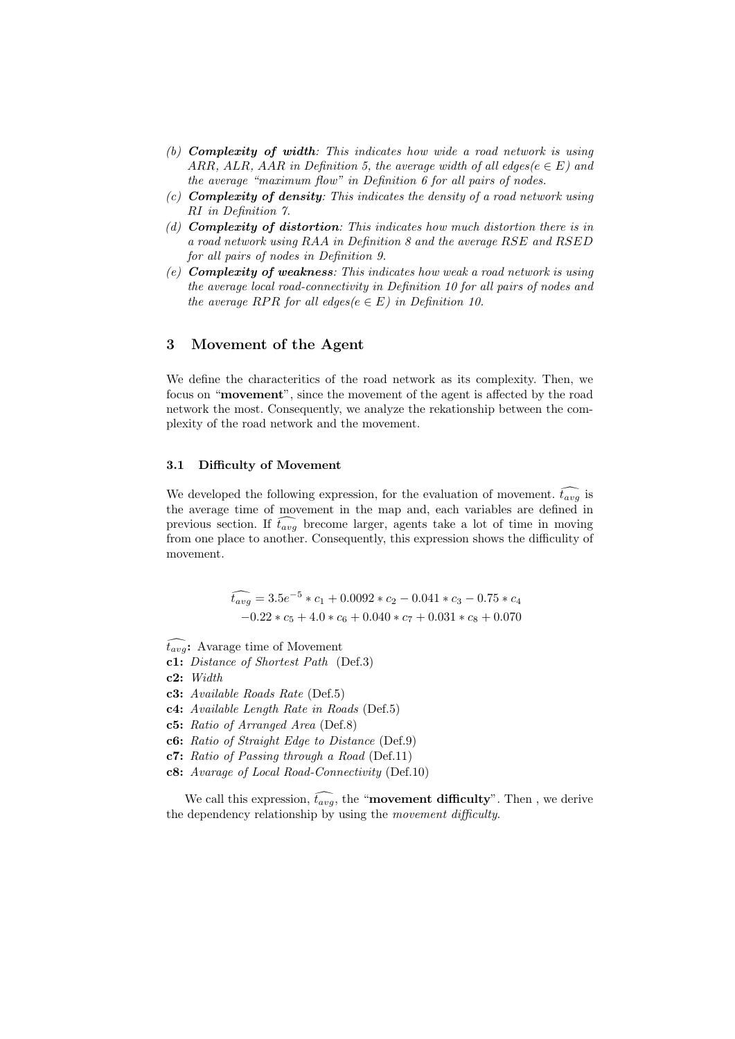(b) ***Complexity of width**: This indicates how wide a road network is using ARR, ALR, AAR in Definition 5, the average width of all edges($e \in E$) and the average "maximum flow" in Definition 6 for all pairs of nodes.*

(c) ***Complexity of density**: This indicates the density of a road network using RI in Definition 7.*

(d) ***Complexity of distortion**: This indicates how much distortion there is in a road network using RAA in Definition 8 and the average RSE and RSED for all pairs of nodes in Definition 9.*

(e) ***Complexity of weakness**: This indicates how weak a road network is using the average local road-connectivity in Definition 10 for all pairs of nodes and the average RPR for all edges($e \in E$) in Definition 10.*

## 3 Movement of the Agent

We define the characteritics of the road network as its complexity. Then, we focus on "**movement**", since the movement of the agent is affected by the road network the most. Consequently, we analyze the rekationship between the complexity of the road network and the movement.

### 3.1 Difficulty of Movement

We developed the following expression, for the evaluation of movement. $\widehat{t_{avg}}$ is the average time of movement in the map and, each variables are defined in previous section. If $\widehat{t_{avg}}$ brecome larger, agents take a lot of time in moving from one place to another. Consequently, this expression shows the difficulity of movement.

$$
\begin{aligned}
\widehat{t_{avg}} &= 3.5e^{-5} * c_1 + 0.0092 * c_2 - 0.041 * c_3 - 0.75 * c_4 \\
&\quad - 0.22 * c_5 + 4.0 * c_6 + 0.040 * c_7 + 0.031 * c_8 + 0.070
\end{aligned}
$$

$\widehat{t_{avg}}$**:** Avarage time of Movement
**c1:** *Distance of Shortest Path* (Def.3)
**c2:** *Width*
**c3:** *Available Roads Rate* (Def.5)
**c4:** *Available Length Rate in Roads* (Def.5)
**c5:** *Ratio of Arranged Area* (Def.8)
**c6:** *Ratio of Straight Edge to Distance* (Def.9)
**c7:** *Ratio of Passing through a Road* (Def.11)
**c8:** *Avarage of Local Road-Connectivity* (Def.10)

We call this expression, $\widehat{t_{avg}}$, the "**movement difficulty**". Then , we derive the dependency relationship by using the *movement difficulty*.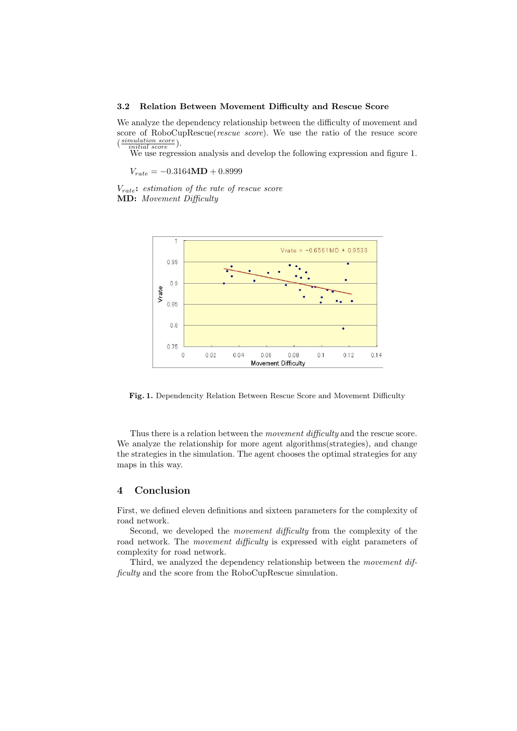### 3.2 Relation Between Movement Difficulty and Rescue Score

We analyze the dependency relationship between the difficulty of movement and score of RoboCupRescue(*rescue score*). We use the ratio of the resuce score ($\frac{simulation\ score}{initial\ score}$).

We use regression analysis and develop the following expression and figure 1.

$$V_{rate} = -0.3164\mathbf{MD} + 0.8999$$

$V_{rate}$**:** *estimation of the rate of rescue score*
**MD:** *Movement Difficulty*

**Fig. 1.** Dependencity Relation Between Rescue Score and Movement Difficulty

Thus there is a relation between the *movement difficulty* and the rescue score. We analyze the relationship for more agent algorithms(strategies), and change the strategies in the simulation. The agent chooses the optimal strategies for any maps in this way.

## 4 Conclusion

First, we defined eleven definitions and sixteen parameters for the complexity of road network.

Second, we developed the *movement difficulty* from the complexity of the road network. The *movement difficulty* is expressed with eight parameters of complexity for road network.

Third, we analyzed the dependency relationship between the *movement difficulty* and the score from the RoboCupRescue simulation.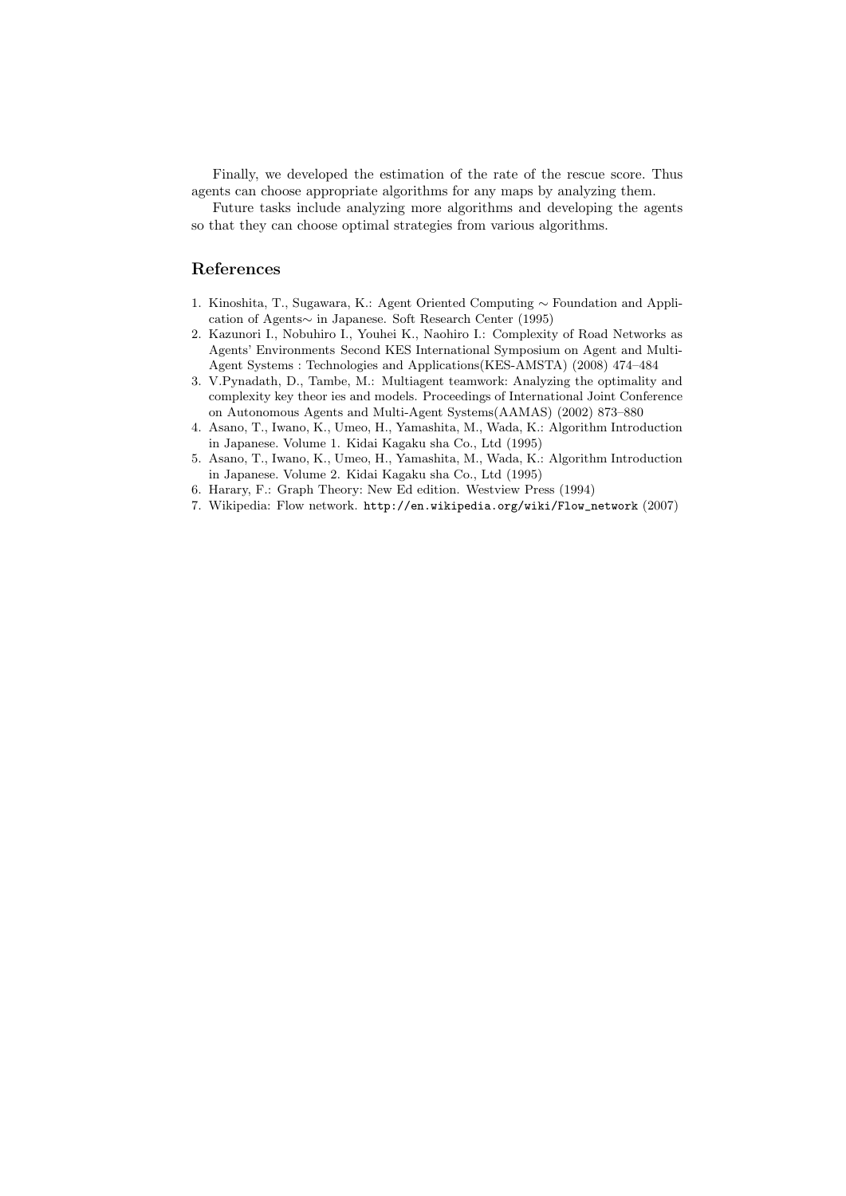Finally, we developed the estimation of the rate of the rescue score. Thus agents can choose appropriate algorithms for any maps by analyzing them.

Future tasks include analyzing more algorithms and developing the agents so that they can choose optimal strategies from various algorithms.

## References

1. Kinoshita, T., Sugawara, K.: Agent Oriented Computing $\sim$ Foundation and Application of Agents$\sim$ in Japanese. Soft Research Center (1995)
2. Kazunori I., Nobuhiro I., Youhei K., Naohiro I.: Complexity of Road Networks as Agents' Environments Second KES International Symposium on Agent and Multi-Agent Systems : Technologies and Applications(KES-AMSTA) (2008) 474–484
3. V.Pynadath, D., Tambe, M.: Multiagent teamwork: Analyzing the optimality and complexity key theor ies and models. Proceedings of International Joint Conference on Autonomous Agents and Multi-Agent Systems(AAMAS) (2002) 873–880
4. Asano, T., Iwano, K., Umeo, H., Yamashita, M., Wada, K.: Algorithm Introduction in Japanese. Volume 1. Kidai Kagaku sha Co., Ltd (1995)
5. Asano, T., Iwano, K., Umeo, H., Yamashita, M., Wada, K.: Algorithm Introduction in Japanese. Volume 2. Kidai Kagaku sha Co., Ltd (1995)
6. Harary, F.: Graph Theory: New Ed edition. Westview Press (1994)
7. Wikipedia: Flow network. `http://en.wikipedia.org/wiki/Flow_network` (2007)